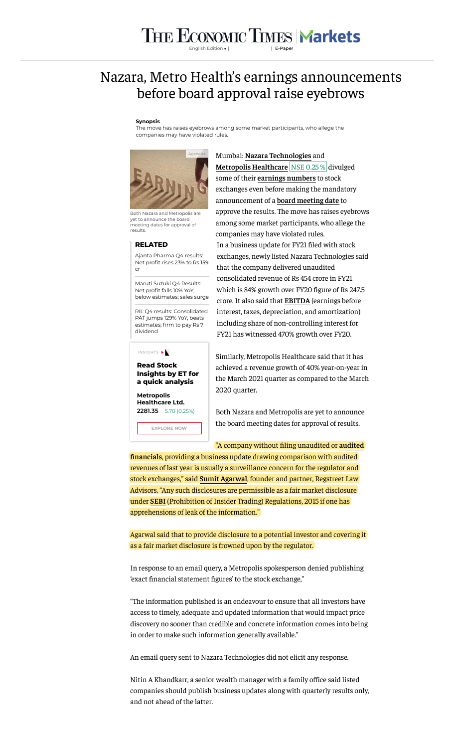# Nazara, Metro Health's earnings announcements before board approval raise eyebrows

**Synopsis**

The move has raises eyebrows among some market participants, who allege the companies may have violated rules.

Both Nazara and Metropolis are yet to announce the board meeting dates for approval of results.

Mumbai: **Nazara Technologies** and **Metropolis Healthcare** NSE 0.25 % divulged some of their **earnings numbers** to stock exchanges even before making the mandatory announcement of a **board meeting date** to approve the results. The move has raises eyebrows among some market participants, who allege the companies may have violated rules.

In a business update for FY21 filed with stock exchanges, newly listed Nazara Technologies said that the company delivered unaudited consolidated revenue of Rs 454 crore in FY21 which is 84% growth over FY20 figure of Rs 247.5 crore. It also said that **EBITDA** (earnings before interest, taxes, depreciation, and amortization) including share of non-controlling interest for FY21 has witnessed 470% growth over FY20.

Similarly, Metropolis Healthcare said that it has achieved a revenue growth of 40% year-on-year in the March 2021 quarter as compared to the March 2020 quarter.

Both Nazara and Metropolis are yet to announce the board meeting dates for approval of results.

"A company without filing unaudited or **audited financials**, providing a business update drawing comparison with audited revenues of last year is usually a surveillance concern for the regulator and stock exchanges," said **Sumit Agarwal**, founder and partner, Regstreet Law Advisors. "Any such disclosures are permissible as a fair market disclosure under **SEBI** (Prohibition of Insider Trading) Regulations, 2015 if one has apprehensions of leak of the information."

Agarwal said that to provide disclosure to a potential investor and covering it as a fair market disclosure is frowned upon by the regulator.

In response to an email query, a Metropolis spokesperson denied publishing 'exact financial statement figures' to the stock exchange,"

"The information published is an endeavour to ensure that all investors have access to timely, adequate and updated information that would impact price discovery no sooner than credible and concrete information comes into being in order to make such information generally available."

An email query sent to Nazara Technologies did not elicit any response.

Nitin A Khandkarr, a senior wealth manager with a family office said listed companies should publish business updates along with quarterly results only, and not ahead of the latter.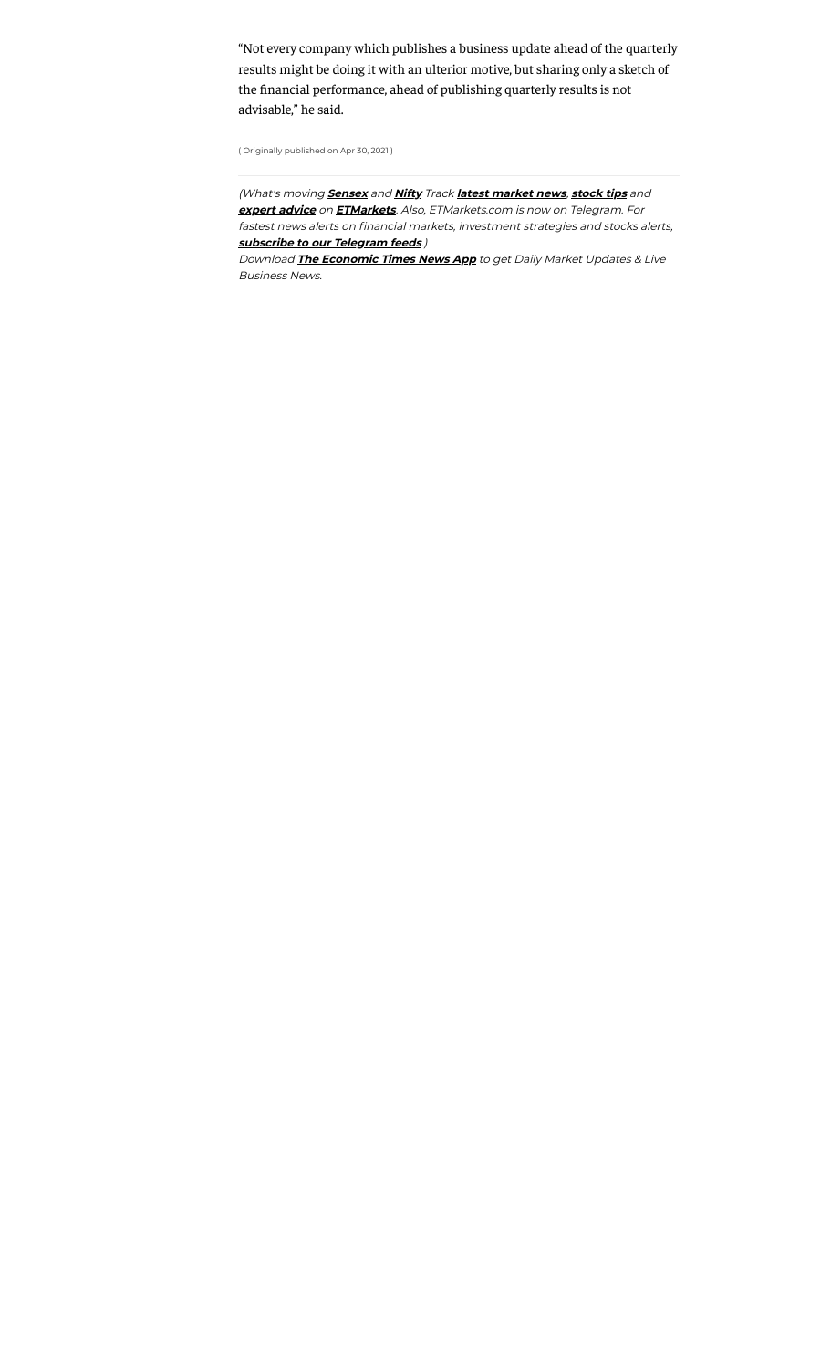"Not every company which publishes a business update ahead of the quarterly results might be doing it with an ulterior motive, but sharing only a sketch of the financial performance, ahead of publishing quarterly results is not advisable," he said.

( Originally published on Apr 30, 2021 )

---

*(What's moving* ***Sensex*** *and* ***Nifty*** *Track* ***latest market news***, ***stock tips*** *and* ***expert advice*** *on* ***ETMarkets***. *Also, ETMarkets.com is now on Telegram. For fastest news alerts on financial markets, investment strategies and stocks alerts,* ***subscribe to our Telegram feeds***.*)*

*Download* ***The Economic Times News App*** *to get Daily Market Updates & Live Business News.*